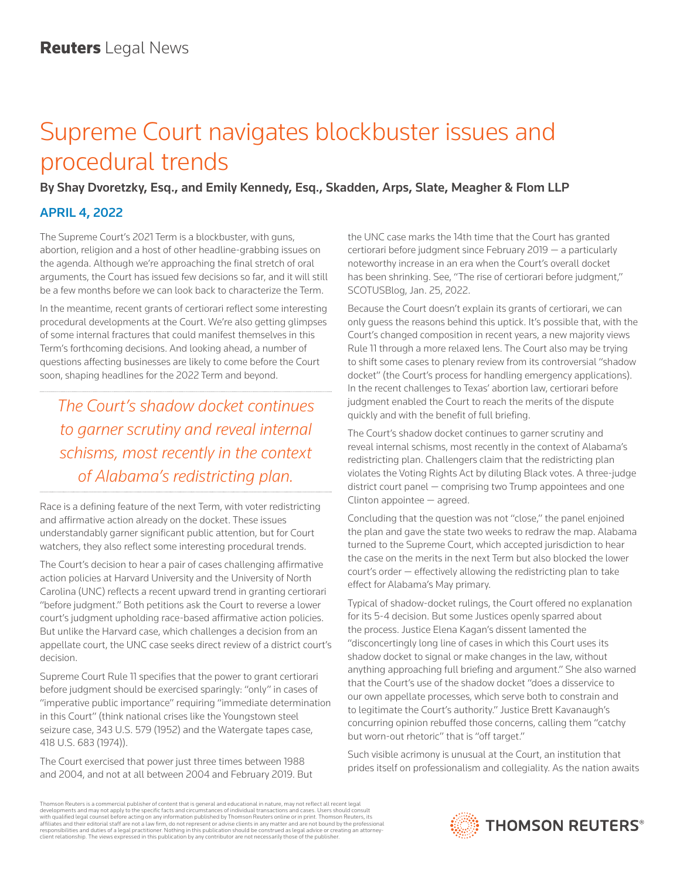**Reuters** Legal News

# Supreme Court navigates blockbuster issues and procedural trends

**By Shay Dvoretzky, Esq., and Emily Kennedy, Esq., Skadden, Arps, Slate, Meagher & Flom LLP**

**APRIL 4, 2022**

The Supreme Court's 2021 Term is a blockbuster, with guns, abortion, religion and a host of other headline-grabbing issues on the agenda. Although we're approaching the final stretch of oral arguments, the Court has issued few decisions so far, and it will still be a few months before we can look back to characterize the Term.

In the meantime, recent grants of certiorari reflect some interesting procedural developments at the Court. We're also getting glimpses of some internal fractures that could manifest themselves in this Term's forthcoming decisions. And looking ahead, a number of questions affecting businesses are likely to come before the Court soon, shaping headlines for the 2022 Term and beyond.

*The Court's shadow docket continues to garner scrutiny and reveal internal schisms, most recently in the context of Alabama's redistricting plan.*

Race is a defining feature of the next Term, with voter redistricting and affirmative action already on the docket. These issues understandably garner significant public attention, but for Court watchers, they also reflect some interesting procedural trends.

The Court's decision to hear a pair of cases challenging affirmative action policies at Harvard University and the University of North Carolina (UNC) reflects a recent upward trend in granting certiorari "before judgment." Both petitions ask the Court to reverse a lower court's judgment upholding race-based affirmative action policies. But unlike the Harvard case, which challenges a decision from an appellate court, the UNC case seeks direct review of a district court's decision.

Supreme Court Rule 11 specifies that the power to grant certiorari before judgment should be exercised sparingly: "only" in cases of "imperative public importance" requiring "immediate determination in this Court" (think national crises like the Youngstown steel seizure case, 343 U.S. 579 (1952) and the Watergate tapes case, 418 U.S. 683 (1974)).

The Court exercised that power just three times between 1988 and 2004, and not at all between 2004 and February 2019. But the UNC case marks the 14th time that the Court has granted certiorari before judgment since February 2019 — a particularly noteworthy increase in an era when the Court's overall docket has been shrinking. See, "The rise of certiorari before judgment," SCOTUSBlog, Jan. 25, 2022.

Because the Court doesn't explain its grants of certiorari, we can only guess the reasons behind this uptick. It's possible that, with the Court's changed composition in recent years, a new majority views Rule 11 through a more relaxed lens. The Court also may be trying to shift some cases to plenary review from its controversial "shadow docket" (the Court's process for handling emergency applications). In the recent challenges to Texas' abortion law, certiorari before judgment enabled the Court to reach the merits of the dispute quickly and with the benefit of full briefing.

The Court's shadow docket continues to garner scrutiny and reveal internal schisms, most recently in the context of Alabama's redistricting plan. Challengers claim that the redistricting plan violates the Voting Rights Act by diluting Black votes. A three-judge district court panel — comprising two Trump appointees and one Clinton appointee — agreed.

Concluding that the question was not "close," the panel enjoined the plan and gave the state two weeks to redraw the map. Alabama turned to the Supreme Court, which accepted jurisdiction to hear the case on the merits in the next Term but also blocked the lower court's order — effectively allowing the redistricting plan to take effect for Alabama's May primary.

Typical of shadow-docket rulings, the Court offered no explanation for its 5-4 decision. But some Justices openly sparred about the process. Justice Elena Kagan's dissent lamented the "disconcertingly long line of cases in which this Court uses its shadow docket to signal or make changes in the law, without anything approaching full briefing and argument." She also warned that the Court's use of the shadow docket "does a disservice to our own appellate processes, which serve both to constrain and to legitimate the Court's authority." Justice Brett Kavanaugh's concurring opinion rebuffed those concerns, calling them "catchy but worn-out rhetoric" that is "off target."

Such visible acrimony is unusual at the Court, an institution that prides itself on professionalism and collegiality. As the nation awaits

Thomson Reuters is a commercial publisher of content that is general and educational in nature, may not reflect all recent legal developments and may not apply to the specific facts and circumstances of individual transactions and cases. Users should consult with qualified legal counsel before acting on any information published by Thomson Reuters online or in print. Thomson Reuters, its affiliates and their editorial staff are not a law firm, do not represent or advise clients in any matter and are not bound by the professional responsibilities and duties of a legal practitioner. Nothing in this publication should be construed as legal advice or creating an attorney-client relationship. The views expressed in this publication by any contributor are not necessarily those of the publisher.

THOMSON REUTERS®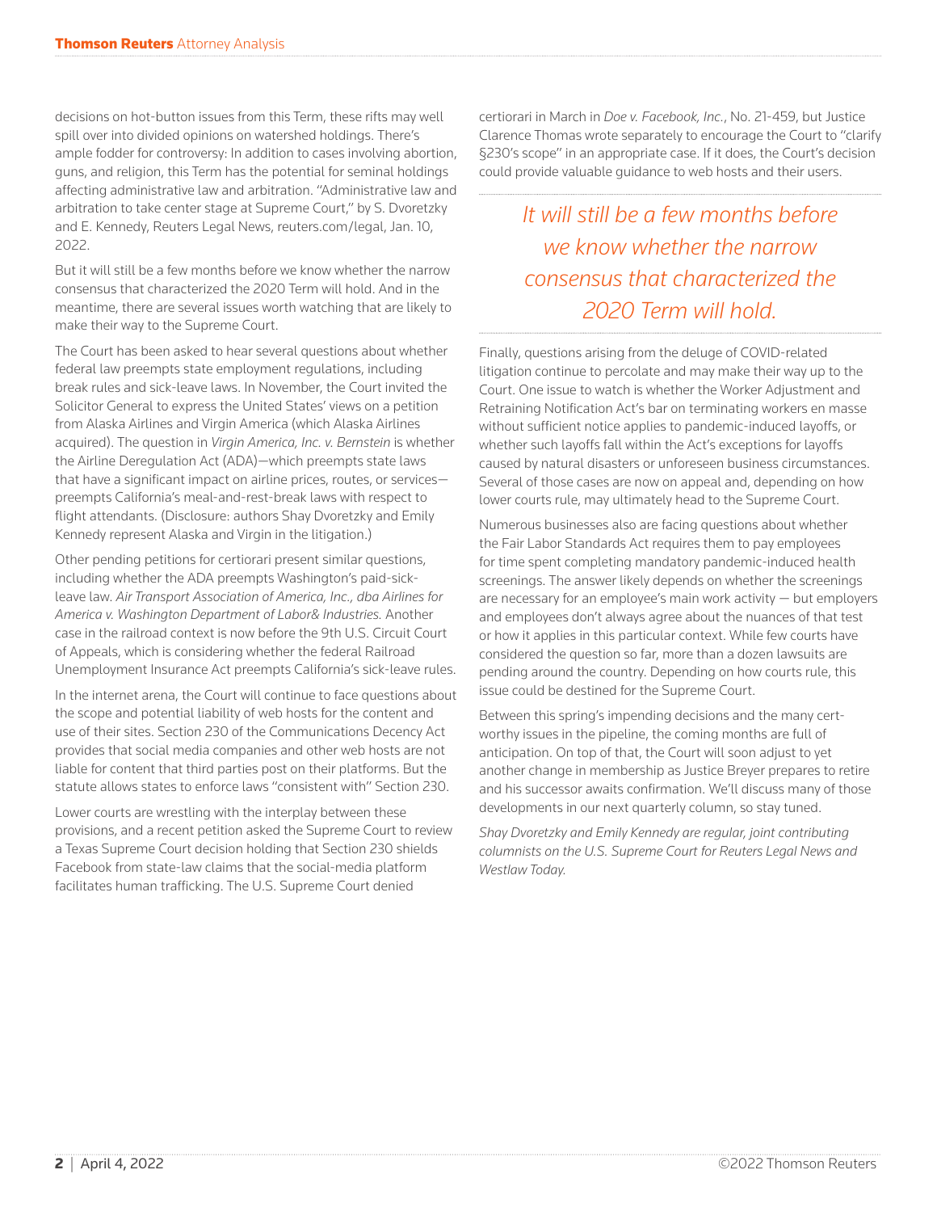decisions on hot-button issues from this Term, these rifts may well spill over into divided opinions on watershed holdings. There's ample fodder for controversy: In addition to cases involving abortion, guns, and religion, this Term has the potential for seminal holdings affecting administrative law and arbitration. "Administrative law and arbitration to take center stage at Supreme Court," by S. Dvoretzky and E. Kennedy, Reuters Legal News, reuters.com/legal, Jan. 10, 2022.

But it will still be a few months before we know whether the narrow consensus that characterized the 2020 Term will hold. And in the meantime, there are several issues worth watching that are likely to make their way to the Supreme Court.

The Court has been asked to hear several questions about whether federal law preempts state employment regulations, including break rules and sick-leave laws. In November, the Court invited the Solicitor General to express the United States' views on a petition from Alaska Airlines and Virgin America (which Alaska Airlines acquired). The question in *Virgin America, Inc. v. Bernstein* is whether the Airline Deregulation Act (ADA)—which preempts state laws that have a significant impact on airline prices, routes, or services—preempts California's meal-and-rest-break laws with respect to flight attendants. (Disclosure: authors Shay Dvoretzky and Emily Kennedy represent Alaska and Virgin in the litigation.)

Other pending petitions for certiorari present similar questions, including whether the ADA preempts Washington's paid-sick-leave law. *Air Transport Association of America, Inc., dba Airlines for America v. Washington Department of Labor& Industries.* Another case in the railroad context is now before the 9th U.S. Circuit Court of Appeals, which is considering whether the federal Railroad Unemployment Insurance Act preempts California's sick-leave rules.

In the internet arena, the Court will continue to face questions about the scope and potential liability of web hosts for the content and use of their sites. Section 230 of the Communications Decency Act provides that social media companies and other web hosts are not liable for content that third parties post on their platforms. But the statute allows states to enforce laws "consistent with" Section 230.

Lower courts are wrestling with the interplay between these provisions, and a recent petition asked the Supreme Court to review a Texas Supreme Court decision holding that Section 230 shields Facebook from state-law claims that the social-media platform facilitates human trafficking. The U.S. Supreme Court denied certiorari in March in *Doe v. Facebook, Inc.*, No. 21-459, but Justice Clarence Thomas wrote separately to encourage the Court to "clarify §230's scope" in an appropriate case. If it does, the Court's decision could provide valuable guidance to web hosts and their users.

*It will still be a few months before we know whether the narrow consensus that characterized the 2020 Term will hold.*

Finally, questions arising from the deluge of COVID-related litigation continue to percolate and may make their way up to the Court. One issue to watch is whether the Worker Adjustment and Retraining Notification Act's bar on terminating workers en masse without sufficient notice applies to pandemic-induced layoffs, or whether such layoffs fall within the Act's exceptions for layoffs caused by natural disasters or unforeseen business circumstances. Several of those cases are now on appeal and, depending on how lower courts rule, may ultimately head to the Supreme Court.

Numerous businesses also are facing questions about whether the Fair Labor Standards Act requires them to pay employees for time spent completing mandatory pandemic-induced health screenings. The answer likely depends on whether the screenings are necessary for an employee's main work activity — but employers and employees don't always agree about the nuances of that test or how it applies in this particular context. While few courts have considered the question so far, more than a dozen lawsuits are pending around the country. Depending on how courts rule, this issue could be destined for the Supreme Court.

Between this spring's impending decisions and the many cert-worthy issues in the pipeline, the coming months are full of anticipation. On top of that, the Court will soon adjust to yet another change in membership as Justice Breyer prepares to retire and his successor awaits confirmation. We'll discuss many of those developments in our next quarterly column, so stay tuned.

*Shay Dvoretzky and Emily Kennedy are regular, joint contributing columnists on the U.S. Supreme Court for Reuters Legal News and Westlaw Today.*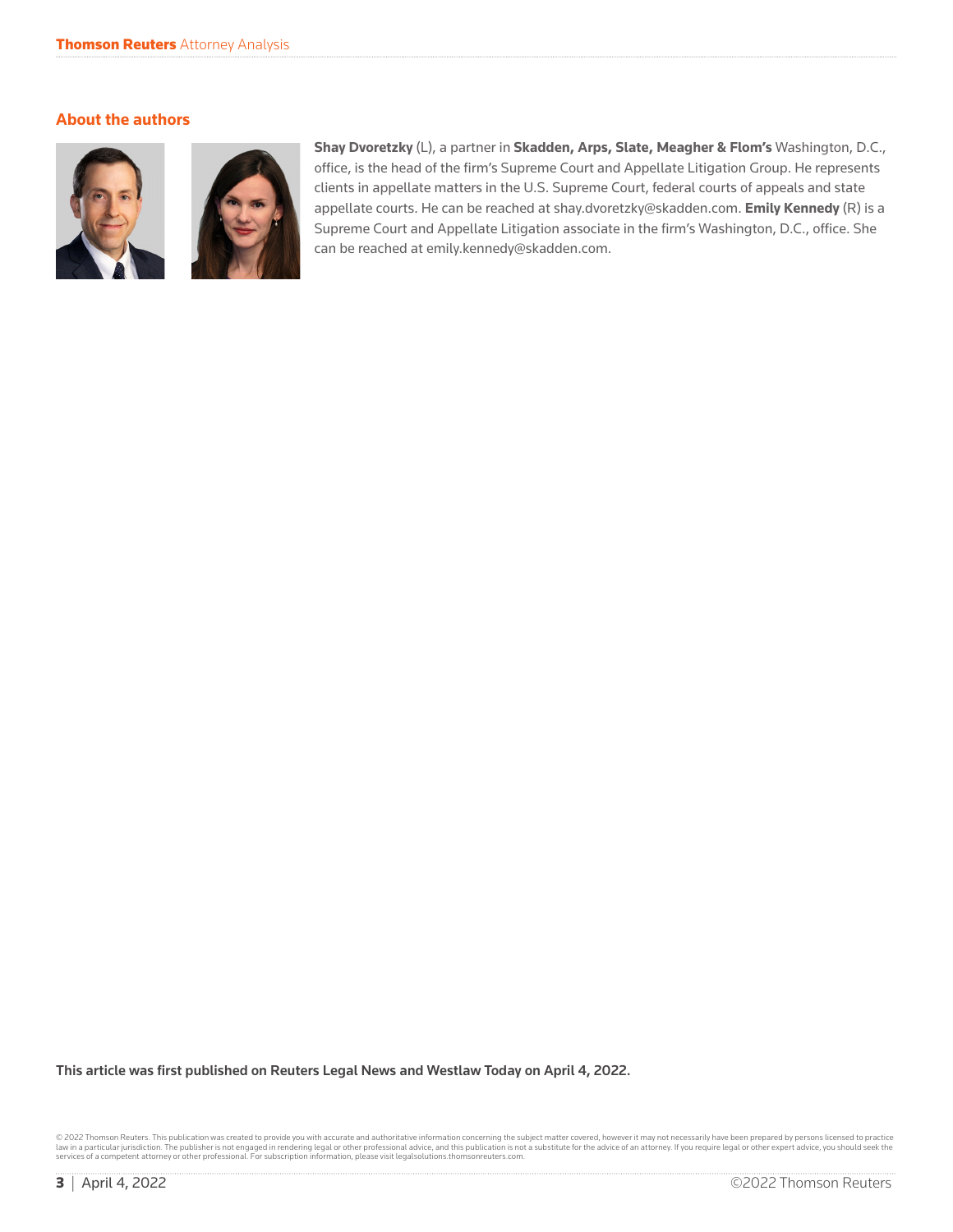## About the authors

**Shay Dvoretzky** (L), a partner in **Skadden, Arps, Slate, Meagher & Flom's** Washington, D.C., office, is the head of the firm's Supreme Court and Appellate Litigation Group. He represents clients in appellate matters in the U.S. Supreme Court, federal courts of appeals and state appellate courts. He can be reached at shay.dvoretzky@skadden.com. **Emily Kennedy** (R) is a Supreme Court and Appellate Litigation associate in the firm's Washington, D.C., office. She can be reached at emily.kennedy@skadden.com.

**This article was first published on Reuters Legal News and Westlaw Today on April 4, 2022.**

© 2022 Thomson Reuters. This publication was created to provide you with accurate and authoritative information concerning the subject matter covered, however it may not necessarily have been prepared by persons licensed to practice law in a particular jurisdiction. The publisher is not engaged in rendering legal or other professional advice, and this publication is not a substitute for the advice of an attorney. If you require legal or other expert advice, you should seek the services of a competent attorney or other professional. For subscription information, please visit legalsolutions.thomsonreuters.com.